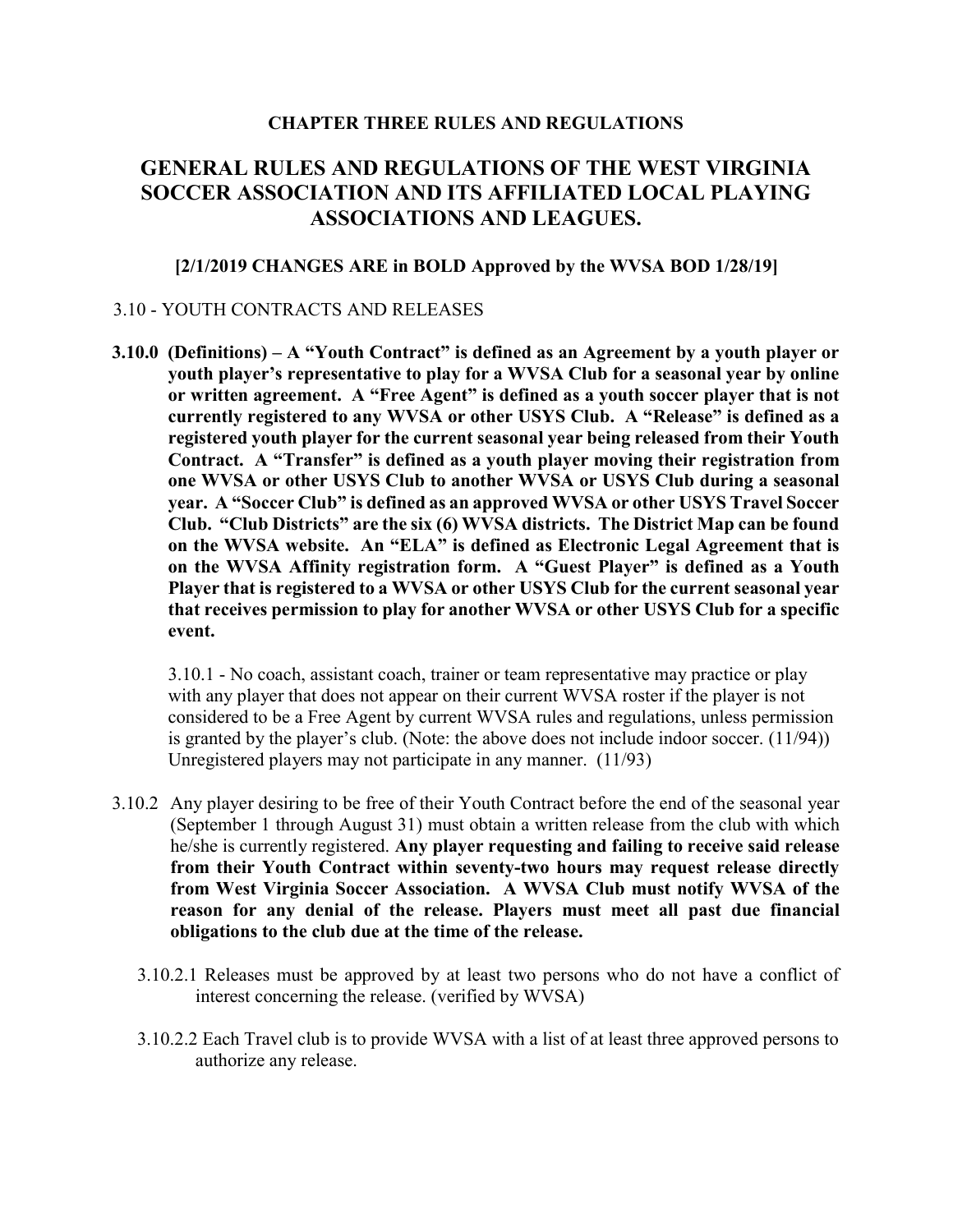**CHAPTER THREE RULES AND REGULATIONS**

# GENERAL RULES AND REGULATIONS OF THE WEST VIRGINIA SOCCER ASSOCIATION AND ITS AFFILIATED LOCAL PLAYING ASSOCIATIONS AND LEAGUES.

**[2/1/2019 CHANGES ARE in BOLD Approved by the WVSA BOD 1/28/19]**

## 3.10 - YOUTH CONTRACTS AND RELEASES

**3.10.0 (Definitions) – A "Youth Contract" is defined as an Agreement by a youth player or youth player's representative to play for a WVSA Club for a seasonal year by online or written agreement. A "Free Agent" is defined as a youth soccer player that is not currently registered to any WVSA or other USYS Club. A "Release" is defined as a registered youth player for the current seasonal year being released from their Youth Contract. A "Transfer" is defined as a youth player moving their registration from one WVSA or other USYS Club to another WVSA or USYS Club during a seasonal year. A "Soccer Club" is defined as an approved WVSA or other USYS Travel Soccer Club. "Club Districts" are the six (6) WVSA districts. The District Map can be found on the WVSA website. An "ELA" is defined as Electronic Legal Agreement that is on the WVSA Affinity registration form. A "Guest Player" is defined as a Youth Player that is registered to a WVSA or other USYS Club for the current seasonal year that receives permission to play for another WVSA or other USYS Club for a specific event.**

3.10.1 - No coach, assistant coach, trainer or team representative may practice or play with any player that does not appear on their current WVSA roster if the player is not considered to be a Free Agent by current WVSA rules and regulations, unless permission is granted by the player's club. (Note: the above does not include indoor soccer. (11/94)) Unregistered players may not participate in any manner. (11/93)

3.10.2 Any player desiring to be free of their Youth Contract before the end of the seasonal year (September 1 through August 31) must obtain a written release from the club with which he/she is currently registered. **Any player requesting and failing to receive said release from their Youth Contract within seventy-two hours may request release directly from West Virginia Soccer Association. A WVSA Club must notify WVSA of the reason for any denial of the release. Players must meet all past due financial obligations to the club due at the time of the release.**

3.10.2.1 Releases must be approved by at least two persons who do not have a conflict of interest concerning the release. (verified by WVSA)

3.10.2.2 Each Travel club is to provide WVSA with a list of at least three approved persons to authorize any release.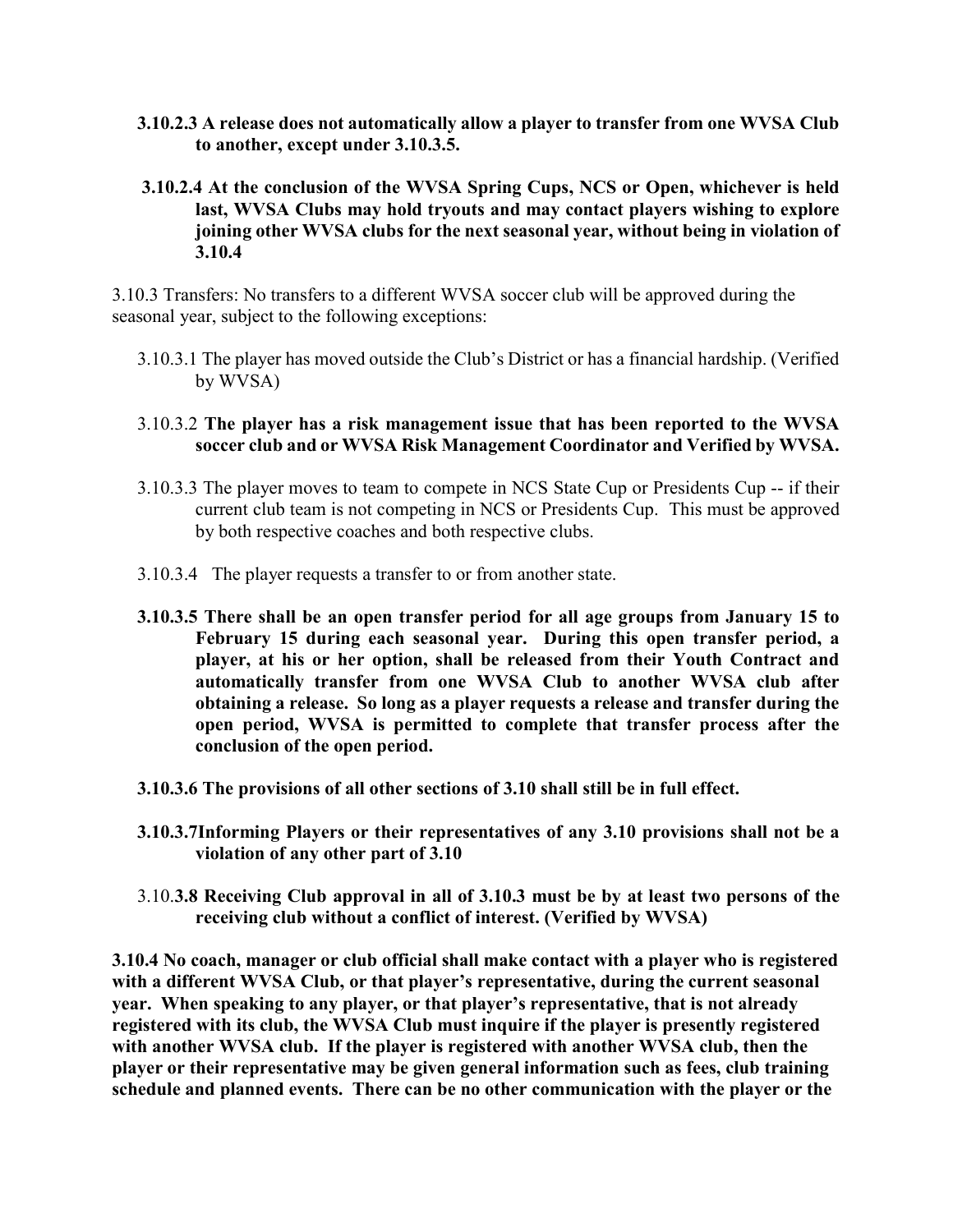**3.10.2.3 A release does not automatically allow a player to transfer from one WVSA Club to another, except under 3.10.3.5.**

**3.10.2.4 At the conclusion of the WVSA Spring Cups, NCS or Open, whichever is held last, WVSA Clubs may hold tryouts and may contact players wishing to explore joining other WVSA clubs for the next seasonal year, without being in violation of 3.10.4**

3.10.3 Transfers: No transfers to a different WVSA soccer club will be approved during the seasonal year, subject to the following exceptions:

3.10.3.1 The player has moved outside the Club's District or has a financial hardship. (Verified by WVSA)

3.10.3.2 **The player has a risk management issue that has been reported to the WVSA soccer club and or WVSA Risk Management Coordinator and Verified by WVSA.**

3.10.3.3 The player moves to team to compete in NCS State Cup or Presidents Cup -- if their current club team is not competing in NCS or Presidents Cup. This must be approved by both respective coaches and both respective clubs.

3.10.3.4 The player requests a transfer to or from another state.

**3.10.3.5 There shall be an open transfer period for all age groups from January 15 to February 15 during each seasonal year. During this open transfer period, a player, at his or her option, shall be released from their Youth Contract and automatically transfer from one WVSA Club to another WVSA club after obtaining a release. So long as a player requests a release and transfer during the open period, WVSA is permitted to complete that transfer process after the conclusion of the open period.**

**3.10.3.6 The provisions of all other sections of 3.10 shall still be in full effect.**

**3.10.3.7Informing Players or their representatives of any 3.10 provisions shall not be a violation of any other part of 3.10**

3.10.**3.8 Receiving Club approval in all of 3.10.3 must be by at least two persons of the receiving club without a conflict of interest. (Verified by WVSA)**

**3.10.4 No coach, manager or club official shall make contact with a player who is registered with a different WVSA Club, or that player's representative, during the current seasonal year. When speaking to any player, or that player's representative, that is not already registered with its club, the WVSA Club must inquire if the player is presently registered with another WVSA club. If the player is registered with another WVSA club, then the player or their representative may be given general information such as fees, club training schedule and planned events. There can be no other communication with the player or the**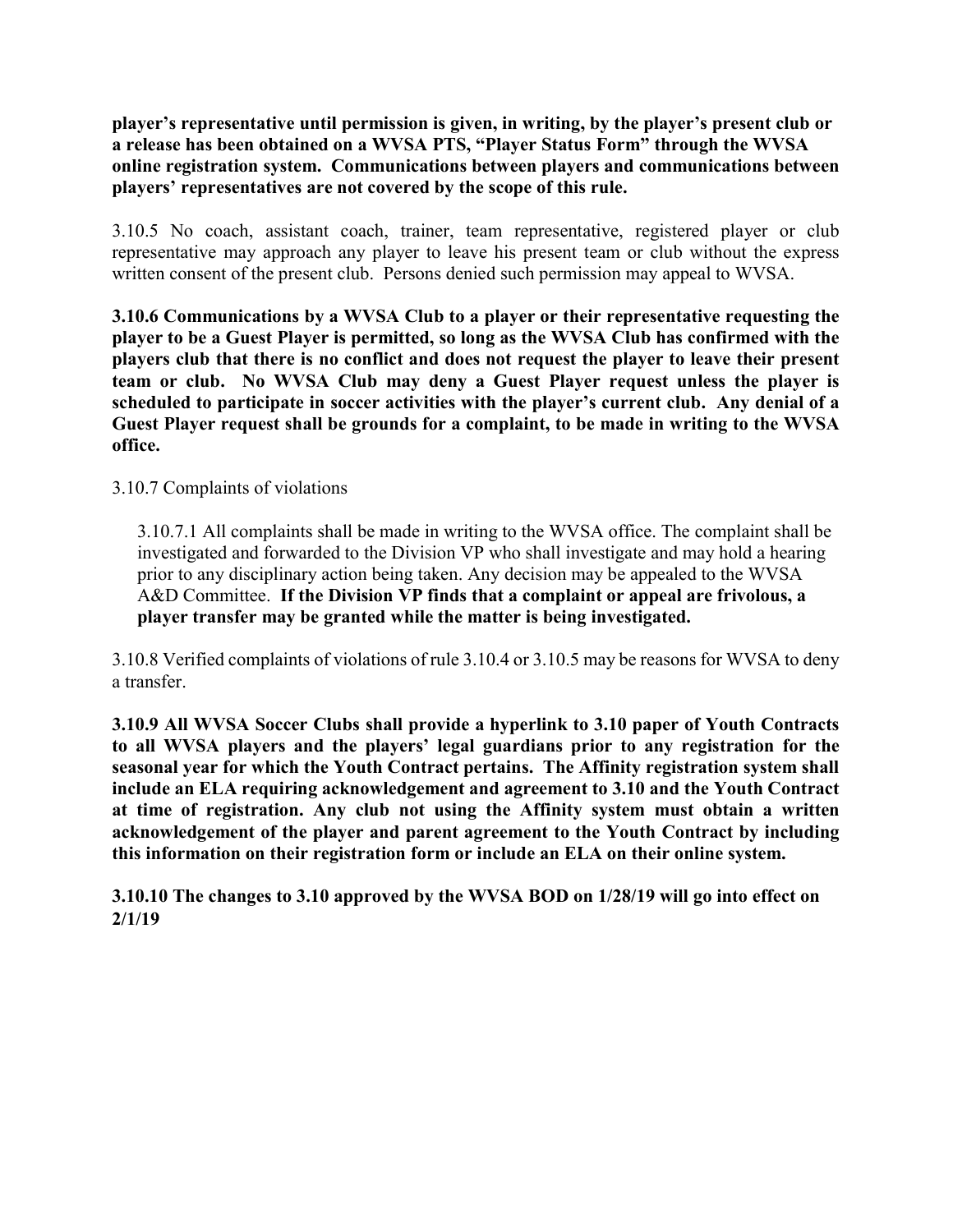**player's representative until permission is given, in writing, by the player's present club or a release has been obtained on a WVSA PTS, "Player Status Form" through the WVSA online registration system. Communications between players and communications between players' representatives are not covered by the scope of this rule.**

3.10.5 No coach, assistant coach, trainer, team representative, registered player or club representative may approach any player to leave his present team or club without the express written consent of the present club. Persons denied such permission may appeal to WVSA.

**3.10.6 Communications by a WVSA Club to a player or their representative requesting the player to be a Guest Player is permitted, so long as the WVSA Club has confirmed with the players club that there is no conflict and does not request the player to leave their present team or club. No WVSA Club may deny a Guest Player request unless the player is scheduled to participate in soccer activities with the player's current club. Any denial of a Guest Player request shall be grounds for a complaint, to be made in writing to the WVSA office.**

3.10.7 Complaints of violations

3.10.7.1 All complaints shall be made in writing to the WVSA office. The complaint shall be investigated and forwarded to the Division VP who shall investigate and may hold a hearing prior to any disciplinary action being taken. Any decision may be appealed to the WVSA A&D Committee. **If the Division VP finds that a complaint or appeal are frivolous, a player transfer may be granted while the matter is being investigated.**

3.10.8 Verified complaints of violations of rule 3.10.4 or 3.10.5 may be reasons for WVSA to deny a transfer.

**3.10.9 All WVSA Soccer Clubs shall provide a hyperlink to 3.10 paper of Youth Contracts to all WVSA players and the players' legal guardians prior to any registration for the seasonal year for which the Youth Contract pertains. The Affinity registration system shall include an ELA requiring acknowledgement and agreement to 3.10 and the Youth Contract at time of registration. Any club not using the Affinity system must obtain a written acknowledgement of the player and parent agreement to the Youth Contract by including this information on their registration form or include an ELA on their online system.**

**3.10.10 The changes to 3.10 approved by the WVSA BOD on 1/28/19 will go into effect on 2/1/19**